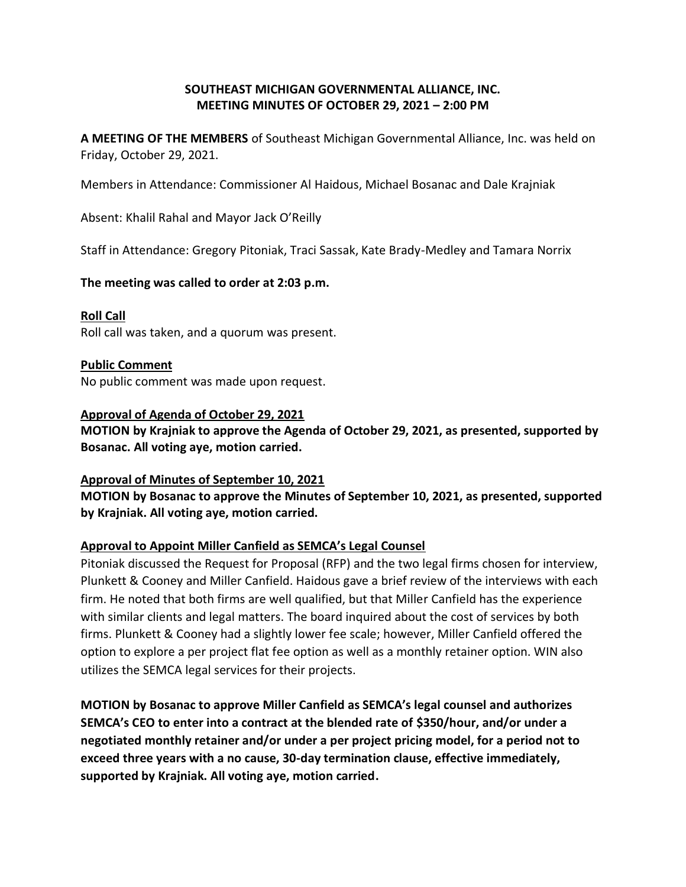**SOUTHEAST MICHIGAN GOVERNMENTAL ALLIANCE, INC.**
**MEETING MINUTES OF OCTOBER 29, 2021 – 2:00 PM**

**A MEETING OF THE MEMBERS** of Southeast Michigan Governmental Alliance, Inc. was held on Friday, October 29, 2021.

Members in Attendance: Commissioner Al Haidous, Michael Bosanac and Dale Krajniak

Absent: Khalil Rahal and Mayor Jack O'Reilly

Staff in Attendance: Gregory Pitoniak, Traci Sassak, Kate Brady-Medley and Tamara Norrix

**The meeting was called to order at 2:03 p.m.**

**Roll Call**
Roll call was taken, and a quorum was present.

**Public Comment**
No public comment was made upon request.

**Approval of Agenda of October 29, 2021**
**MOTION by Krajniak to approve the Agenda of October 29, 2021, as presented, supported by Bosanac. All voting aye, motion carried.**

**Approval of Minutes of September 10, 2021**
**MOTION by Bosanac to approve the Minutes of September 10, 2021, as presented, supported by Krajniak. All voting aye, motion carried.**

**Approval to Appoint Miller Canfield as SEMCA's Legal Counsel**
Pitoniak discussed the Request for Proposal (RFP) and the two legal firms chosen for interview, Plunkett & Cooney and Miller Canfield. Haidous gave a brief review of the interviews with each firm. He noted that both firms are well qualified, but that Miller Canfield has the experience with similar clients and legal matters. The board inquired about the cost of services by both firms. Plunkett & Cooney had a slightly lower fee scale; however, Miller Canfield offered the option to explore a per project flat fee option as well as a monthly retainer option. WIN also utilizes the SEMCA legal services for their projects.

**MOTION by Bosanac to approve Miller Canfield as SEMCA's legal counsel and authorizes SEMCA's CEO to enter into a contract at the blended rate of $350/hour, and/or under a negotiated monthly retainer and/or under a per project pricing model, for a period not to exceed three years with a no cause, 30-day termination clause, effective immediately, supported by Krajniak. All voting aye, motion carried.**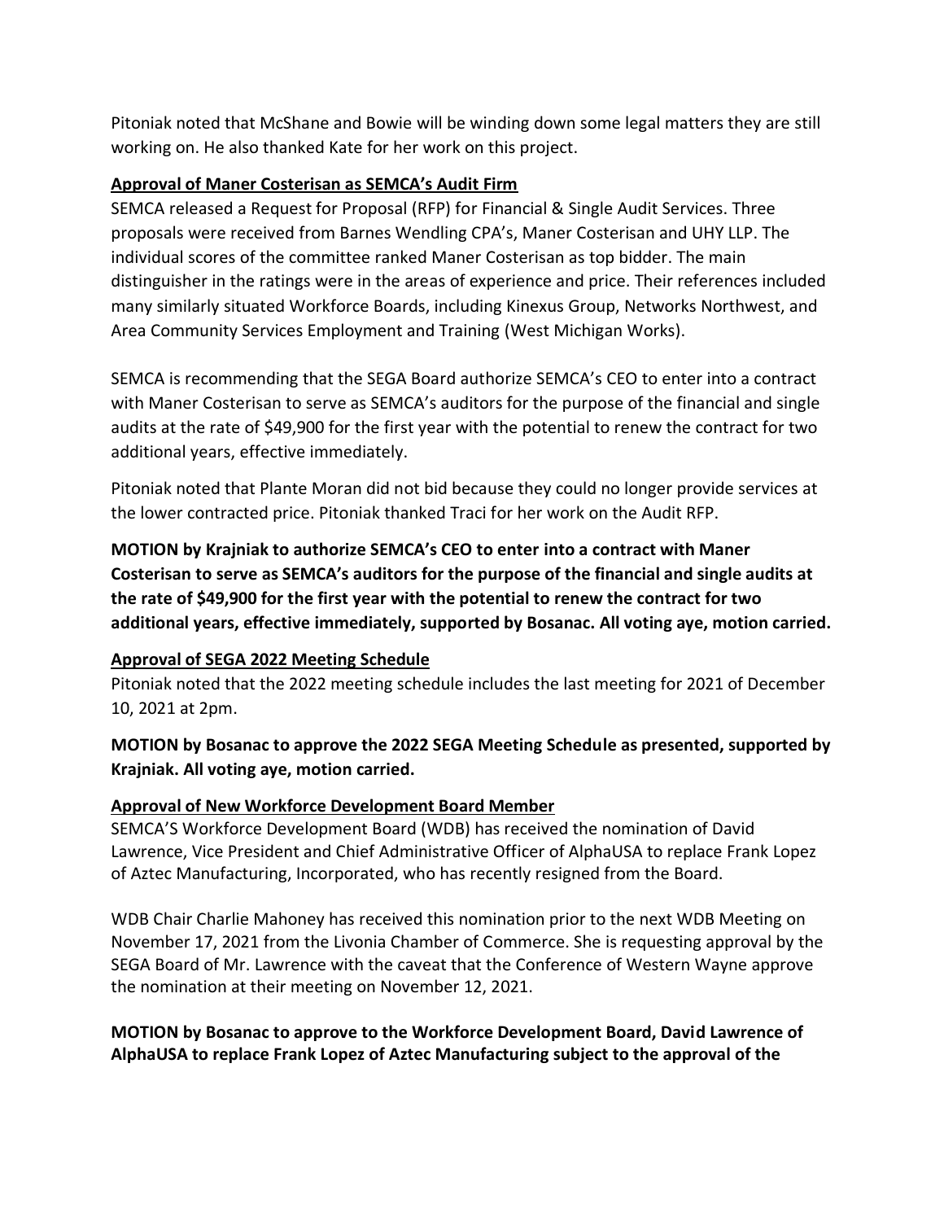Pitoniak noted that McShane and Bowie will be winding down some legal matters they are still working on. He also thanked Kate for her work on this project.

**Approval of Maner Costerisan as SEMCA's Audit Firm**

SEMCA released a Request for Proposal (RFP) for Financial & Single Audit Services. Three proposals were received from Barnes Wendling CPA's, Maner Costerisan and UHY LLP. The individual scores of the committee ranked Maner Costerisan as top bidder. The main distinguisher in the ratings were in the areas of experience and price. Their references included many similarly situated Workforce Boards, including Kinexus Group, Networks Northwest, and Area Community Services Employment and Training (West Michigan Works).

SEMCA is recommending that the SEGA Board authorize SEMCA's CEO to enter into a contract with Maner Costerisan to serve as SEMCA's auditors for the purpose of the financial and single audits at the rate of $49,900 for the first year with the potential to renew the contract for two additional years, effective immediately.

Pitoniak noted that Plante Moran did not bid because they could no longer provide services at the lower contracted price. Pitoniak thanked Traci for her work on the Audit RFP.

**MOTION by Krajniak to authorize SEMCA's CEO to enter into a contract with Maner Costerisan to serve as SEMCA's auditors for the purpose of the financial and single audits at the rate of $49,900 for the first year with the potential to renew the contract for two additional years, effective immediately, supported by Bosanac. All voting aye, motion carried.**

**Approval of SEGA 2022 Meeting Schedule**

Pitoniak noted that the 2022 meeting schedule includes the last meeting for 2021 of December 10, 2021 at 2pm.

**MOTION by Bosanac to approve the 2022 SEGA Meeting Schedule as presented, supported by Krajniak. All voting aye, motion carried.**

**Approval of New Workforce Development Board Member**

SEMCA'S Workforce Development Board (WDB) has received the nomination of David Lawrence, Vice President and Chief Administrative Officer of AlphaUSA to replace Frank Lopez of Aztec Manufacturing, Incorporated, who has recently resigned from the Board.

WDB Chair Charlie Mahoney has received this nomination prior to the next WDB Meeting on November 17, 2021 from the Livonia Chamber of Commerce. She is requesting approval by the SEGA Board of Mr. Lawrence with the caveat that the Conference of Western Wayne approve the nomination at their meeting on November 12, 2021.

**MOTION by Bosanac to approve to the Workforce Development Board, David Lawrence of AlphaUSA to replace Frank Lopez of Aztec Manufacturing subject to the approval of the**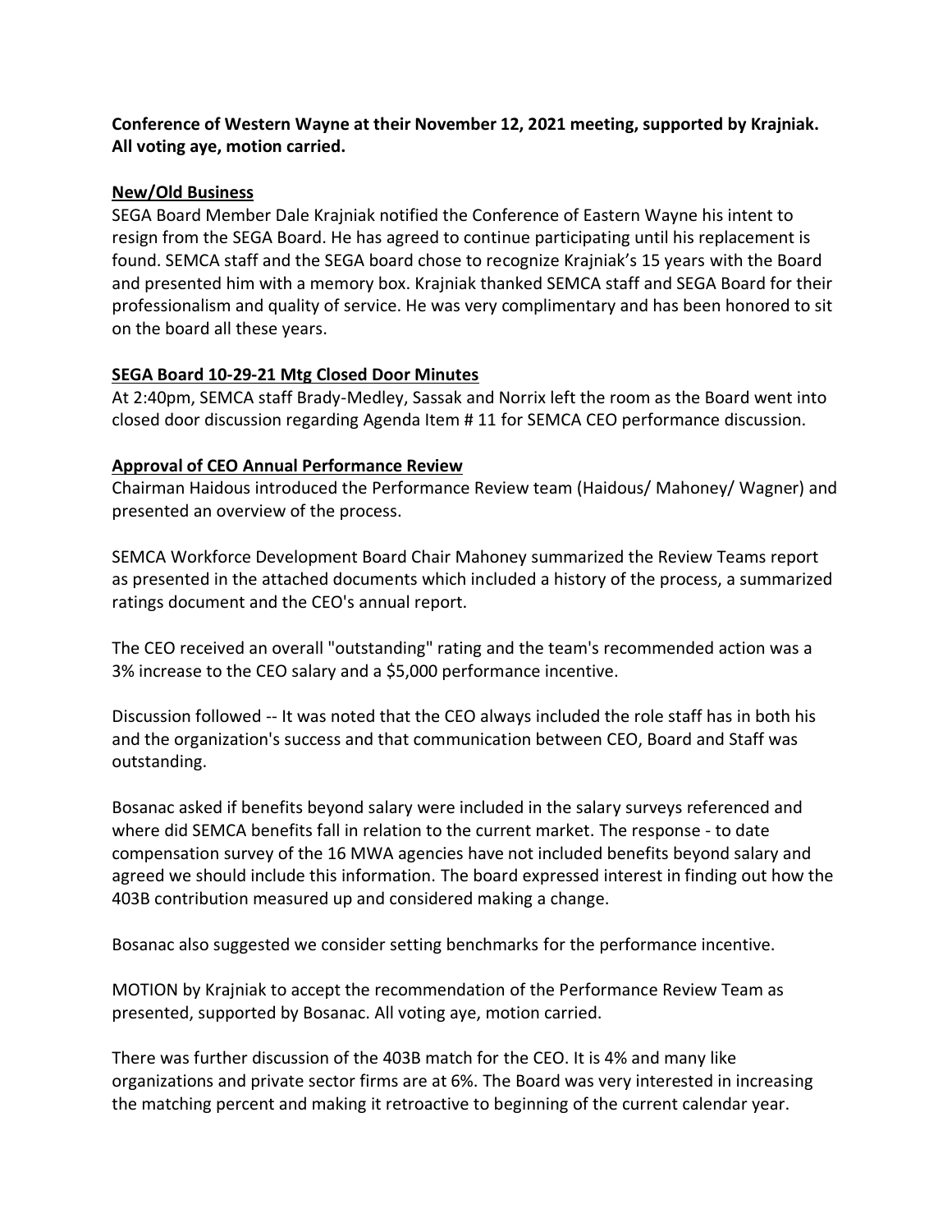**Conference of Western Wayne at their November 12, 2021 meeting, supported by Krajniak. All voting aye, motion carried.**

**New/Old Business**

SEGA Board Member Dale Krajniak notified the Conference of Eastern Wayne his intent to resign from the SEGA Board. He has agreed to continue participating until his replacement is found. SEMCA staff and the SEGA board chose to recognize Krajniak's 15 years with the Board and presented him with a memory box. Krajniak thanked SEMCA staff and SEGA Board for their professionalism and quality of service. He was very complimentary and has been honored to sit on the board all these years.

**SEGA Board 10-29-21 Mtg Closed Door Minutes**

At 2:40pm, SEMCA staff Brady-Medley, Sassak and Norrix left the room as the Board went into closed door discussion regarding Agenda Item # 11 for SEMCA CEO performance discussion.

**Approval of CEO Annual Performance Review**

Chairman Haidous introduced the Performance Review team (Haidous/ Mahoney/ Wagner) and presented an overview of the process.

SEMCA Workforce Development Board Chair Mahoney summarized the Review Teams report as presented in the attached documents which included a history of the process, a summarized ratings document and the CEO's annual report.

The CEO received an overall "outstanding" rating and the team's recommended action was a 3% increase to the CEO salary and a $5,000 performance incentive.

Discussion followed -- It was noted that the CEO always included the role staff has in both his and the organization's success and that communication between CEO, Board and Staff was outstanding.

Bosanac asked if benefits beyond salary were included in the salary surveys referenced and where did SEMCA benefits fall in relation to the current market. The response - to date compensation survey of the 16 MWA agencies have not included benefits beyond salary and agreed we should include this information. The board expressed interest in finding out how the 403B contribution measured up and considered making a change.

Bosanac also suggested we consider setting benchmarks for the performance incentive.

MOTION by Krajniak to accept the recommendation of the Performance Review Team as presented, supported by Bosanac. All voting aye, motion carried.

There was further discussion of the 403B match for the CEO. It is 4% and many like organizations and private sector firms are at 6%. The Board was very interested in increasing the matching percent and making it retroactive to beginning of the current calendar year.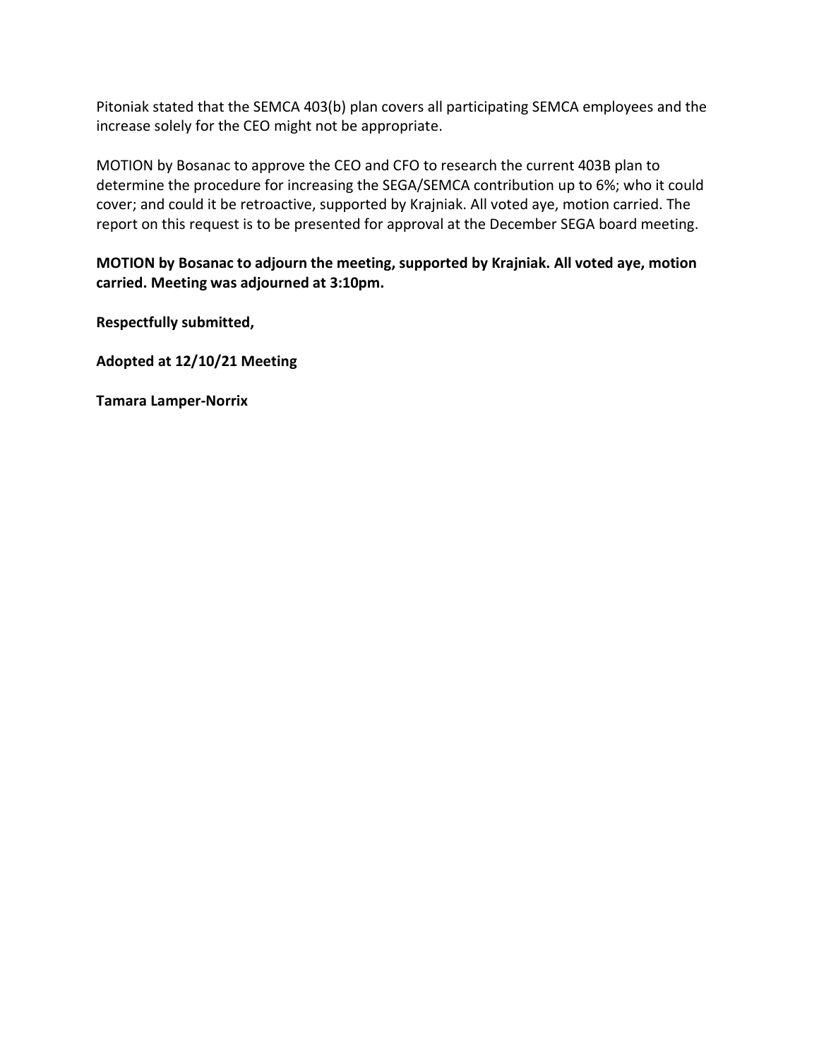Pitoniak stated that the SEMCA 403(b) plan covers all participating SEMCA employees and the increase solely for the CEO might not be appropriate.

MOTION by Bosanac to approve the CEO and CFO to research the current 403B plan to determine the procedure for increasing the SEGA/SEMCA contribution up to 6%; who it could cover; and could it be retroactive, supported by Krajniak. All voted aye, motion carried. The report on this request is to be presented for approval at the December SEGA board meeting.

**MOTION by Bosanac to adjourn the meeting, supported by Krajniak. All voted aye, motion carried. Meeting was adjourned at 3:10pm.**

**Respectfully submitted,**

**Adopted at 12/10/21 Meeting**

**Tamara Lamper-Norrix**